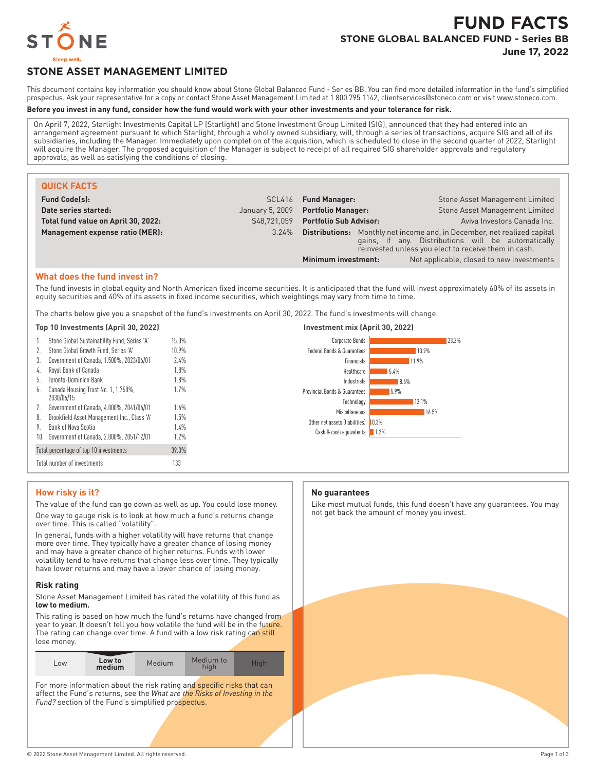# FUND FACTS

## STONE GLOBAL BALANCED FUND - Series BB

**June 17, 2022**

STONE

Sleep well.

## STONE ASSET MANAGEMENT LIMITED

This document contains key information you should know about Stone Global Balanced Fund - Series BB. You can find more detailed information in the fund's simplified prospectus. Ask your representative for a copy or contact Stone Asset Management Limited at 1 800 795 1142, clientservices@stoneco.com or visit www.stoneco.com.

**Before you invest in any fund, consider how the fund would work with your other investments and your tolerance for risk.**

On April 7, 2022, Starlight Investments Capital LP (Starlight) and Stone Investment Group Limited (SIG), announced that they had entered into an arrangement agreement pursuant to which Starlight, through a wholly owned subsidiary, will, through a series of transactions, acquire SIG and all of its subsidiaries, including the Manager. Immediately upon completion of the acquisition, which is scheduled to close in the second quarter of 2022, Starlight will acquire the Manager. The proposed acquisition of the Manager is subject to receipt of all required SIG shareholder approvals and regulatory approvals, as well as satisfying the conditions of closing.

### QUICK FACTS

| | | | |
|---|---|---|---|
| **Fund Code(s):** | SCL416 | **Fund Manager:** | Stone Asset Management Limited |
| **Date series started:** | January 5, 2009 | **Portfolio Manager:** | Stone Asset Management Limited |
| **Total fund value on April 30, 2022:** | $48,721,059 | **Portfolio Sub Advisor:** | Aviva Investors Canada Inc. |
| **Management expense ratio (MER):** | 3.24% | **Distributions:** | Monthly net income and, in December, net realized capital gains, if any. Distributions will be automatically reinvested unless you elect to receive them in cash. |
| | | **Minimum investment:** | Not applicable, closed to new investments |

### What does the fund invest in?

The fund invests in global equity and North American fixed income securities. It is anticipated that the fund will invest approximately 60% of its assets in equity securities and 40% of its assets in fixed income securities, which weightings may vary from time to time.

The charts below give you a snapshot of the fund's investments on April 30, 2022. The fund's investments will change.

**Top 10 Investments (April 30, 2022)**

| | Investment | % |
|---|---|---|
| 1. | Stone Global Sustainability Fund, Series 'A' | 15.0% |
| 2. | Stone Global Growth Fund, Series 'A' | 10.9% |
| 3. | Government of Canada, 1.500%, 2023/06/01 | 2.4% |
| 4. | Royal Bank of Canada | 1.8% |
| 5. | Toronto-Dominion Bank | 1.8% |
| 6. | Canada Housing Trust No. 1, 1.750%, 2030/06/15 | 1.7% |
| 7. | Government of Canada, 4.000%, 2041/06/01 | 1.6% |
| 8. | Brookfield Asset Management Inc., Class 'A' | 1.5% |
| 9. | Bank of Nova Scotia | 1.4% |
| 10. | Government of Canada, 2.000%, 2051/12/01 | 1.2% |
| | Total percentage of top 10 investments | 39.3% |
| | Total number of investments | 133 |

**Investment mix (April 30, 2022)**

| Category | % |
|---|---|
| Corporate Bonds | 23.2% |
| Federal Bonds & Guarantees | 13.9% |
| Financials | 11.9% |
| Healthcare | 5.4% |
| Industrials | 8.6% |
| Provincial Bonds & Guarantees | 5.9% |
| Technology | 13.1% |
| Miscellaneous | 16.5% |
| Other net assets (liabilities) | 0.3% |
| Cash & cash equivalents | 1.2% |

### How risky is it?

The value of the fund can go down as well as up. You could lose money.

One way to gauge risk is to look at how much a fund's returns change over time. This is called "volatility".

In general, funds with a higher volatility will have returns that change more over time. They typically have a greater chance of losing money and may have a greater chance of higher returns. Funds with lower volatility tend to have returns that change less over time. They typically have lower returns and may have a lower chance of losing money.

#### Risk rating

Stone Asset Management Limited has rated the volatility of this fund as **low to medium.**

This rating is based on how much the fund's returns have changed from year to year. It doesn't tell you how volatile the fund will be in the future. The rating can change over time. A fund with a low risk rating can still lose money.

| Low | **Low to medium** | Medium | Medium to high | High |
|---|---|---|---|---|

For more information about the risk rating and specific risks that can affect the Fund's returns, see the *What are the Risks of Investing in the Fund?* section of the Fund's simplified prospectus.

#### No guarantees

Like most mutual funds, this fund doesn't have any guarantees. You may not get back the amount of money you invest.

© 2022 Stone Asset Management Limited. All rights reserved.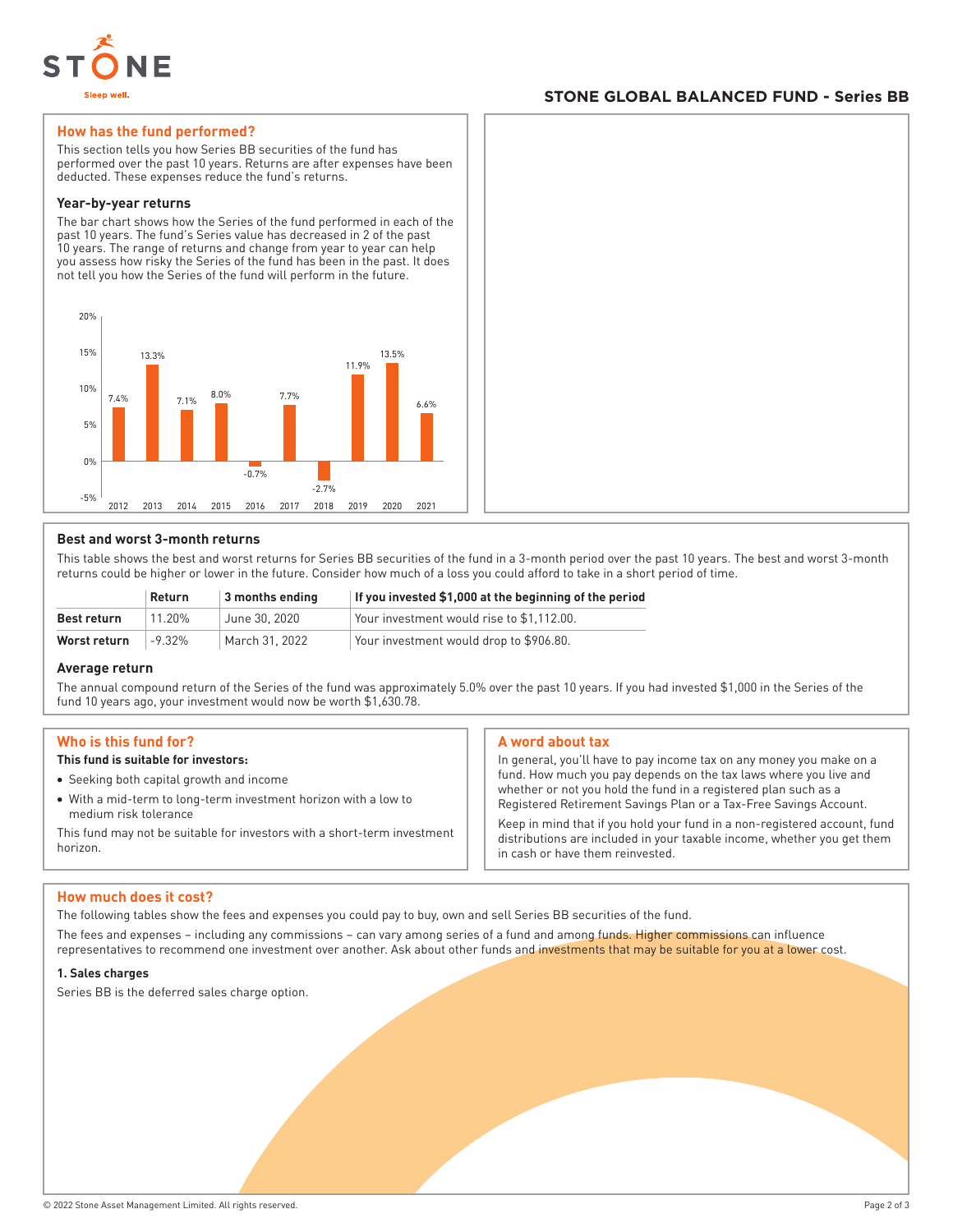## STONE GLOBAL BALANCED FUND - Series BB

## How has the fund performed?

This section tells you how Series BB securities of the fund has performed over the past 10 years. Returns are after expenses have been deducted. These expenses reduce the fund's returns.

### Year-by-year returns

The bar chart shows how the Series of the fund performed in each of the past 10 years. The fund's Series value has decreased in 2 of the past 10 years. The range of returns and change from year to year can help you assess how risky the Series of the fund has been in the past. It does not tell you how the Series of the fund will perform in the future.

| Year | Return |
|---|---|
| 2012 | 7.4% |
| 2013 | 13.3% |
| 2014 | 7.1% |
| 2015 | 8.0% |
| 2016 | -0.7% |
| 2017 | 7.7% |
| 2018 | -2.7% |
| 2019 | 11.9% |
| 2020 | 13.5% |
| 2021 | 6.6% |

### Best and worst 3-month returns

This table shows the best and worst returns for Series BB securities of the fund in a 3-month period over the past 10 years. The best and worst 3-month returns could be higher or lower in the future. Consider how much of a loss you could afford to take in a short period of time.

| | Return | 3 months ending | If you invested $1,000 at the beginning of the period |
|---|---|---|---|
| **Best return** | 11.20% | June 30, 2020 | Your investment would rise to $1,112.00. |
| **Worst return** | -9.32% | March 31, 2022 | Your investment would drop to $906.80. |

### Average return

The annual compound return of the Series of the fund was approximately 5.0% over the past 10 years. If you had invested $1,000 in the Series of the fund 10 years ago, your investment would now be worth $1,630.78.

## Who is this fund for?

**This fund is suitable for investors:**

- Seeking both capital growth and income
- With a mid-term to long-term investment horizon with a low to medium risk tolerance

This fund may not be suitable for investors with a short-term investment horizon.

## A word about tax

In general, you'll have to pay income tax on any money you make on a fund. How much you pay depends on the tax laws where you live and whether or not you hold the fund in a registered plan such as a Registered Retirement Savings Plan or a Tax-Free Savings Account.

Keep in mind that if you hold your fund in a non-registered account, fund distributions are included in your taxable income, whether you get them in cash or have them reinvested.

## How much does it cost?

The following tables show the fees and expenses you could pay to buy, own and sell Series BB securities of the fund.

The fees and expenses – including any commissions – can vary among series of a fund and among funds. Higher commissions can influence representatives to recommend one investment over another. Ask about other funds and investments that may be suitable for you at a lower cost.

### 1. Sales charges

Series BB is the deferred sales charge option.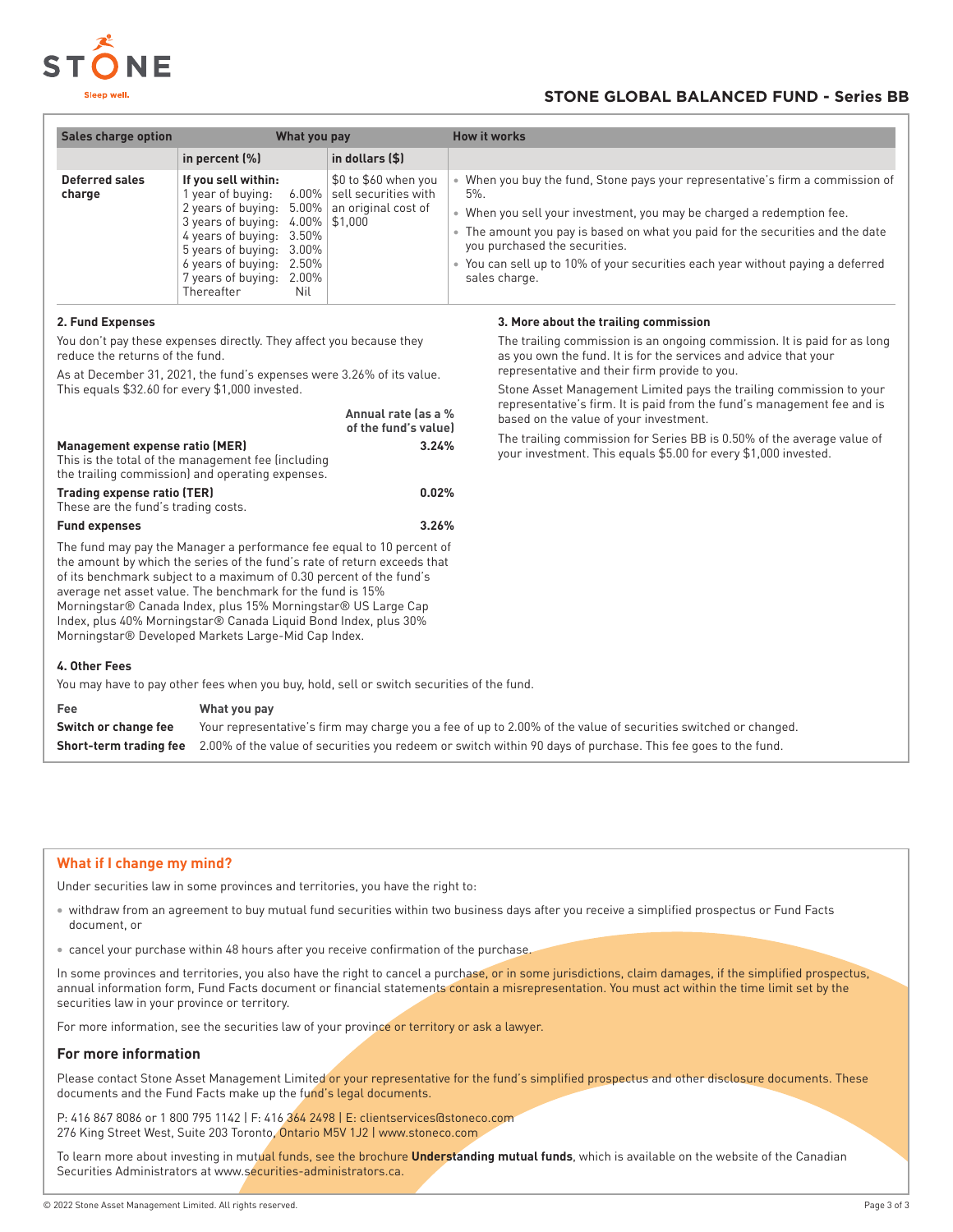STONE Sleep well.

## STONE GLOBAL BALANCED FUND - Series BB

| Sales charge option | What you pay | | How it works |
|---|---|---|---|
| | in percent (%) | in dollars ($) | |
| Deferred sales charge | If you sell within: 1 year of buying: 6.00% 2 years of buying: 5.00% 3 years of buying: 4.00% 4 years of buying: 3.50% 5 years of buying: 3.00% 6 years of buying: 2.50% 7 years of buying: 2.00% Thereafter Nil | $0 to $60 when you sell securities with an original cost of $1,000 | • When you buy the fund, Stone pays your representative's firm a commission of 5%. • When you sell your investment, you may be charged a redemption fee. • The amount you pay is based on what you paid for the securities and the date you purchased the securities. • You can sell up to 10% of your securities each year without paying a deferred sales charge. |

### 2. Fund Expenses

You don't pay these expenses directly. They affect you because they reduce the returns of the fund.

As at December 31, 2021, the fund's expenses were 3.26% of its value. This equals $32.60 for every $1,000 invested.

| | Annual rate (as a % of the fund's value) |
|---|---|
| **Management expense ratio (MER)** This is the total of the management fee (including the trailing commission) and operating expenses. | **3.24%** |
| **Trading expense ratio (TER)** These are the fund's trading costs. | **0.02%** |
| **Fund expenses** | **3.26%** |

The fund may pay the Manager a performance fee equal to 10 percent of the amount by which the series of the fund's rate of return exceeds that of its benchmark subject to a maximum of 0.30 percent of the fund's average net asset value. The benchmark for the fund is 15% Morningstar® Canada Index, plus 15% Morningstar® US Large Cap Index, plus 40% Morningstar® Canada Liquid Bond Index, plus 30% Morningstar® Developed Markets Large-Mid Cap Index.

### 3. More about the trailing commission

The trailing commission is an ongoing commission. It is paid for as long as you own the fund. It is for the services and advice that your representative and their firm provide to you.

Stone Asset Management Limited pays the trailing commission to your representative's firm. It is paid from the fund's management fee and is based on the value of your investment.

The trailing commission for Series BB is 0.50% of the average value of your investment. This equals $5.00 for every $1,000 invested.

### 4. Other Fees

You may have to pay other fees when you buy, hold, sell or switch securities of the fund.

| Fee | What you pay |
|---|---|
| **Switch or change fee** | Your representative's firm may charge you a fee of up to 2.00% of the value of securities switched or changed. |
| **Short-term trading fee** | 2.00% of the value of securities you redeem or switch within 90 days of purchase. This fee goes to the fund. |

## What if I change my mind?

Under securities law in some provinces and territories, you have the right to:

- withdraw from an agreement to buy mutual fund securities within two business days after you receive a simplified prospectus or Fund Facts document, or
- cancel your purchase within 48 hours after you receive confirmation of the purchase.

In some provinces and territories, you also have the right to cancel a purchase, or in some jurisdictions, claim damages, if the simplified prospectus, annual information form, Fund Facts document or financial statements contain a misrepresentation. You must act within the time limit set by the securities law in your province or territory.

For more information, see the securities law of your province or territory or ask a lawyer.

## For more information

Please contact Stone Asset Management Limited or your representative for the fund's simplified prospectus and other disclosure documents. These documents and the Fund Facts make up the fund's legal documents.

P: 416 867 8086 or 1 800 795 1142 | F: 416 364 2498 | E: clientservices@stoneco.com
276 King Street West, Suite 203 Toronto, Ontario M5V 1J2 | www.stoneco.com

To learn more about investing in mutual funds, see the brochure **Understanding mutual funds**, which is available on the website of the Canadian Securities Administrators at www.securities-administrators.ca.

© 2022 Stone Asset Management Limited. All rights reserved.